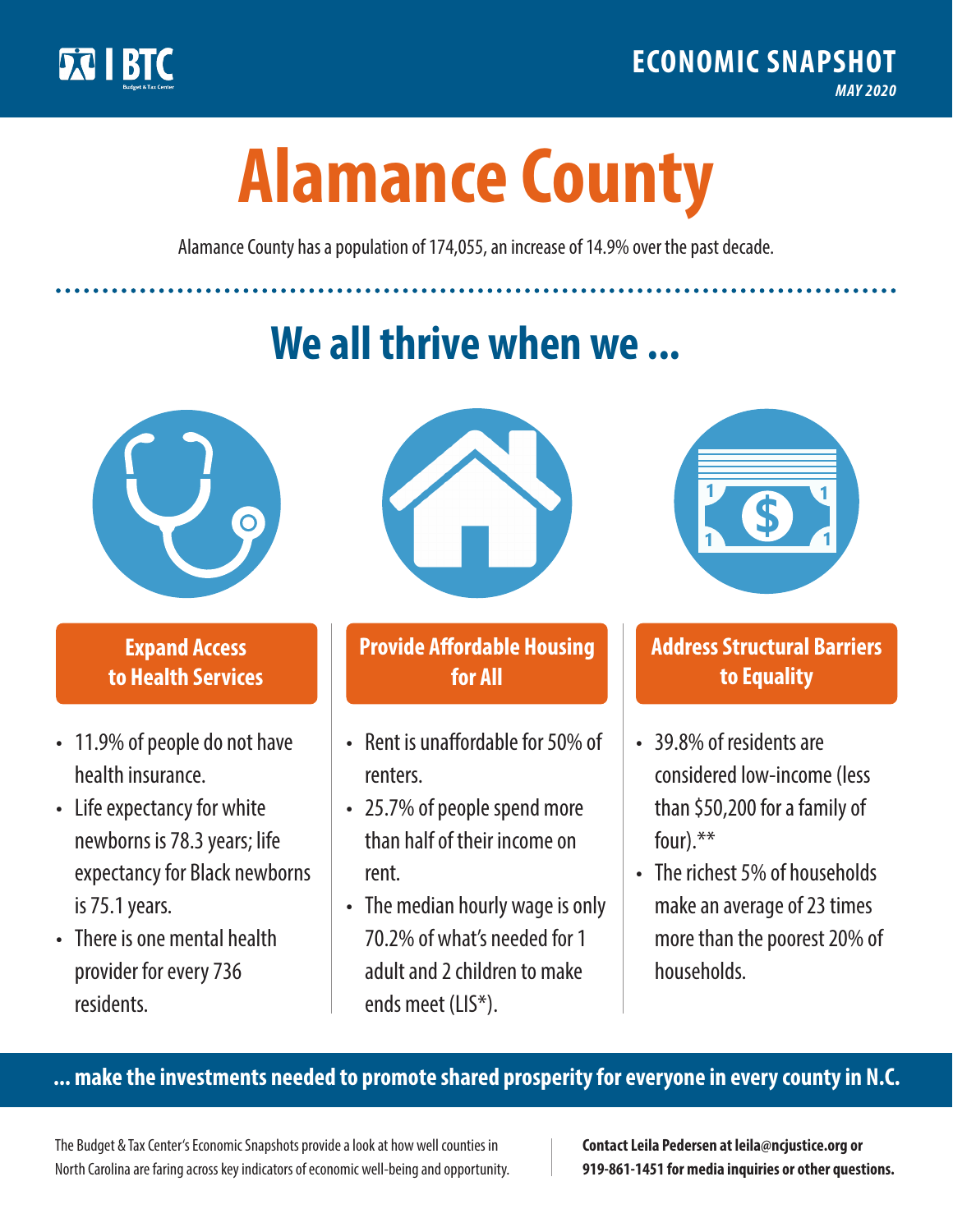BTC

ECONOMIC SNAPSHOT

*MAY 2020*

# Alamance County

Alamance County has a population of 174,055, an increase of 14.9% over the past decade.

## We all thrive when we ...

### Expand Access to Health Services

- 11.9% of people do not have health insurance.
- Life expectancy for white newborns is 78.3 years; life expectancy for Black newborns is 75.1 years.
- There is one mental health provider for every 736 residents.

### Provide Affordable Housing for All

- Rent is unaffordable for 50% of renters.
- 25.7% of people spend more than half of their income on rent.
- The median hourly wage is only 70.2% of what's needed for 1 adult and 2 children to make ends meet (LIS*).

### Address Structural Barriers to Equality

- 39.8% of residents are considered low-income (less than $50,200 for a family of four).**
- The richest 5% of households make an average of 23 times more than the poorest 20% of households.

**... make the investments needed to promote shared prosperity for everyone in every county in N.C.**

The Budget & Tax Center's Economic Snapshots provide a look at how well counties in North Carolina are faring across key indicators of economic well-being and opportunity.

**Contact Leila Pedersen at leila@ncjustice.org or 919-861-1451 for media inquiries or other questions.**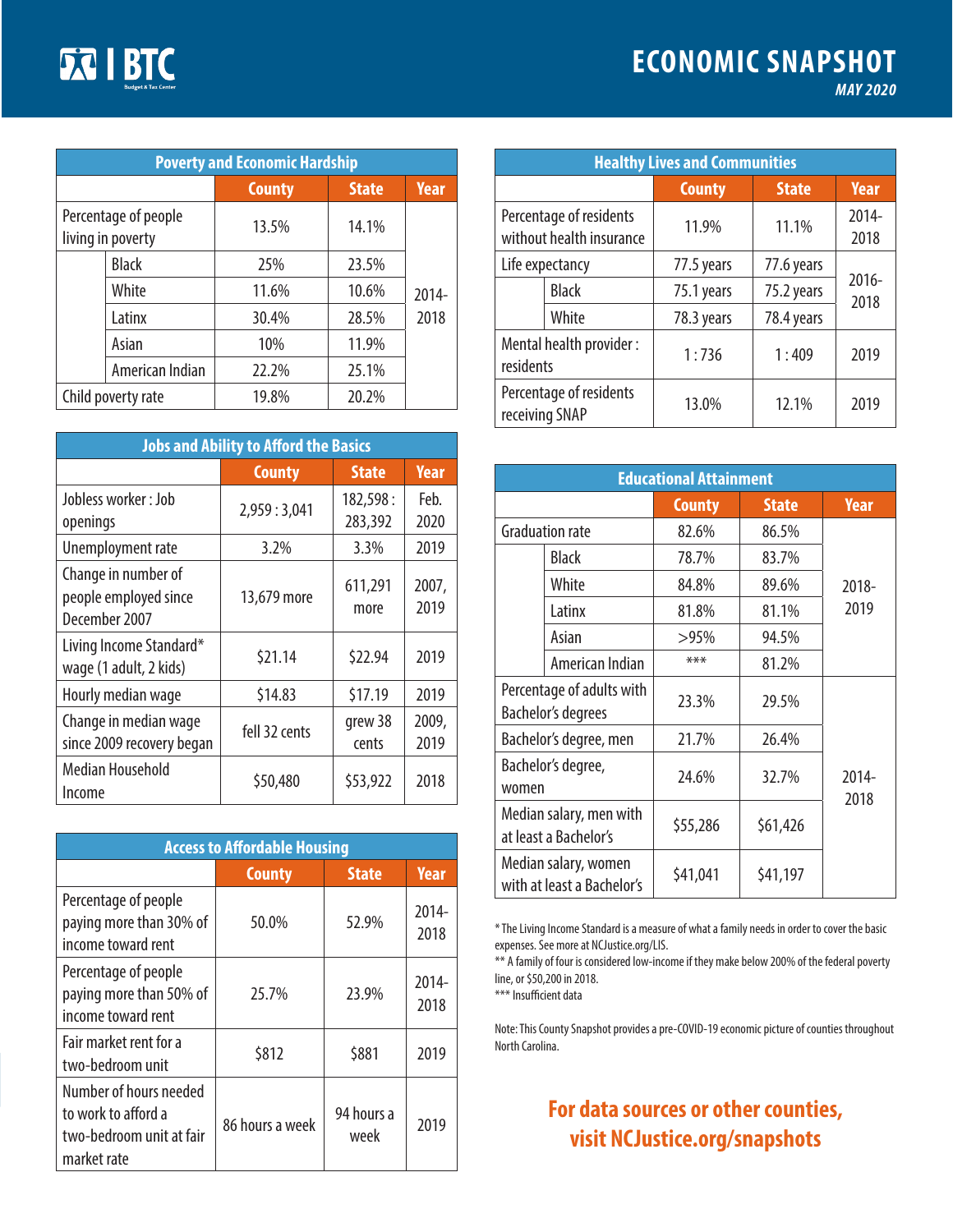# ECONOMIC SNAPSHOT

*MAY 2020*

| Poverty and Economic Hardship | | County | State | Year |
|---|---|---|---|---|
| Percentage of people living in poverty | | 13.5% | 14.1% | 2014-2018 |
| | Black | 25% | 23.5% | |
| | White | 11.6% | 10.6% | |
| | Latinx | 30.4% | 28.5% | |
| | Asian | 10% | 11.9% | |
| | American Indian | 22.2% | 25.1% | |
| Child poverty rate | | 19.8% | 20.2% | |

| Jobs and Ability to Afford the Basics | County | State | Year |
|---|---|---|---|
| Jobless worker : Job openings | 2,959 : 3,041 | 182,598 : 283,392 | Feb. 2020 |
| Unemployment rate | 3.2% | 3.3% | 2019 |
| Change in number of people employed since December 2007 | 13,679 more | 611,291 more | 2007, 2019 |
| Living Income Standard* wage (1 adult, 2 kids) | $21.14 | $22.94 | 2019 |
| Hourly median wage | $14.83 | $17.19 | 2019 |
| Change in median wage since 2009 recovery began | fell 32 cents | grew 38 cents | 2009, 2019 |
| Median Household Income | $50,480 | $53,922 | 2018 |

| Access to Affordable Housing | County | State | Year |
|---|---|---|---|
| Percentage of people paying more than 30% of income toward rent | 50.0% | 52.9% | 2014-2018 |
| Percentage of people paying more than 50% of income toward rent | 25.7% | 23.9% | 2014-2018 |
| Fair market rent for a two-bedroom unit | $812 | $881 | 2019 |
| Number of hours needed to work to afford a two-bedroom unit at fair market rate | 86 hours a week | 94 hours a week | 2019 |

| Healthy Lives and Communities | | County | State | Year |
|---|---|---|---|---|
| Percentage of residents without health insurance | | 11.9% | 11.1% | 2014-2018 |
| Life expectancy | | 77.5 years | 77.6 years | 2016-2018 |
| | Black | 75.1 years | 75.2 years | |
| | White | 78.3 years | 78.4 years | |
| Mental health provider : residents | | 1 : 736 | 1 : 409 | 2019 |
| Percentage of residents receiving SNAP | | 13.0% | 12.1% | 2019 |

| Educational Attainment | | County | State | Year |
|---|---|---|---|---|
| Graduation rate | | 82.6% | 86.5% | 2018-2019 |
| | Black | 78.7% | 83.7% | |
| | White | 84.8% | 89.6% | |
| | Latinx | 81.8% | 81.1% | |
| | Asian | >95% | 94.5% | |
| | American Indian | *** | 81.2% | |
| Percentage of adults with Bachelor's degrees | | 23.3% | 29.5% | 2014-2018 |
| Bachelor's degree, men | | 21.7% | 26.4% | |
| Bachelor's degree, women | | 24.6% | 32.7% | |
| Median salary, men with at least a Bachelor's | | $55,286 | $61,426 | |
| Median salary, women with at least a Bachelor's | | $41,041 | $41,197 | |

* The Living Income Standard is a measure of what a family needs in order to cover the basic expenses. See more at NCJustice.org/LIS.

** A family of four is considered low-income if they make below 200% of the federal poverty line, or $50,200 in 2018.

*** Insufficient data

Note: This County Snapshot provides a pre-COVID-19 economic picture of counties throughout North Carolina.

**For data sources or other counties, visit NCJustice.org/snapshots**